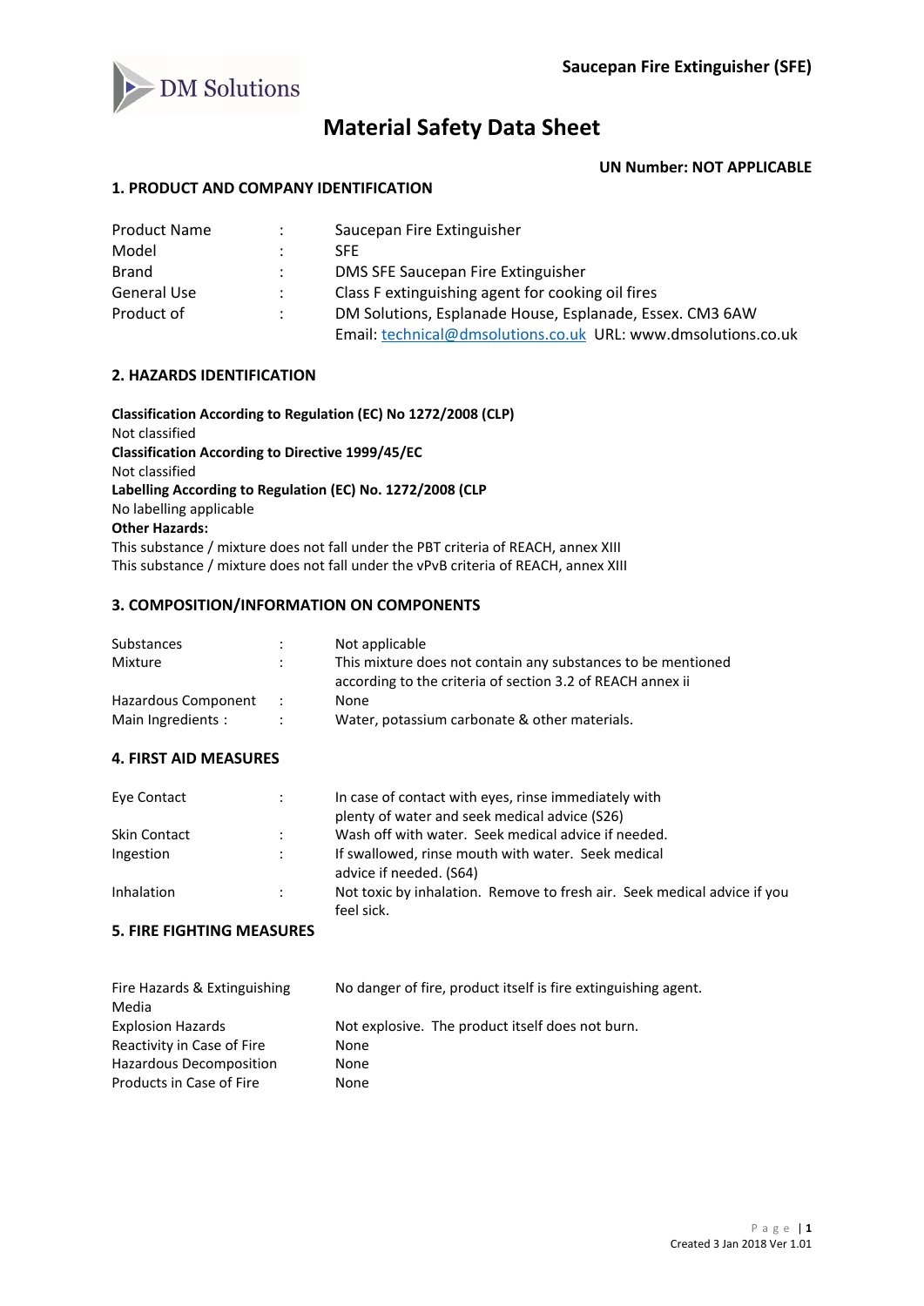# Material Safety Data Sheet

**Saucepan Fire Extinguisher (SFE)**

**UN Number: NOT APPLICABLE**

## 1. PRODUCT AND COMPANY IDENTIFICATION

| | | |
|---|---|---|
| Product Name | : | Saucepan Fire Extinguisher |
| Model | : | SFE |
| Brand | : | DMS SFE Saucepan Fire Extinguisher |
| General Use | : | Class F extinguishing agent for cooking oil fires |
| Product of | : | DM Solutions, Esplanade House, Esplanade, Essex. CM3 6AW<br>Email: technical@dmsolutions.co.uk URL: www.dmsolutions.co.uk |

## 2. HAZARDS IDENTIFICATION

**Classification According to Regulation (EC) No 1272/2008 (CLP)**
Not classified
**Classification According to Directive 1999/45/EC**
Not classified
**Labelling According to Regulation (EC) No. 1272/2008 (CLP**
No labelling applicable
**Other Hazards:**
This substance / mixture does not fall under the PBT criteria of REACH, annex XIII
This substance / mixture does not fall under the vPvB criteria of REACH, annex XIII

## 3. COMPOSITION/INFORMATION ON COMPONENTS

| | | |
|---|---|---|
| Substances | : | Not applicable |
| Mixture | : | This mixture does not contain any substances to be mentioned according to the criteria of section 3.2 of REACH annex ii |
| Hazardous Component | : | None |
| Main Ingredients : | : | Water, potassium carbonate & other materials. |

## 4. FIRST AID MEASURES

| | | |
|---|---|---|
| Eye Contact | : | In case of contact with eyes, rinse immediately with plenty of water and seek medical advice (S26) |
| Skin Contact | : | Wash off with water. Seek medical advice if needed. |
| Ingestion | : | If swallowed, rinse mouth with water. Seek medical advice if needed. (S64) |
| Inhalation | : | Not toxic by inhalation. Remove to fresh air. Seek medical advice if you feel sick. |

## 5. FIRE FIGHTING MEASURES

| | |
|---|---|
| Fire Hazards & Extinguishing Media | No danger of fire, product itself is fire extinguishing agent. |
| Explosion Hazards | Not explosive. The product itself does not burn. |
| Reactivity in Case of Fire | None |
| Hazardous Decomposition | None |
| Products in Case of Fire | None |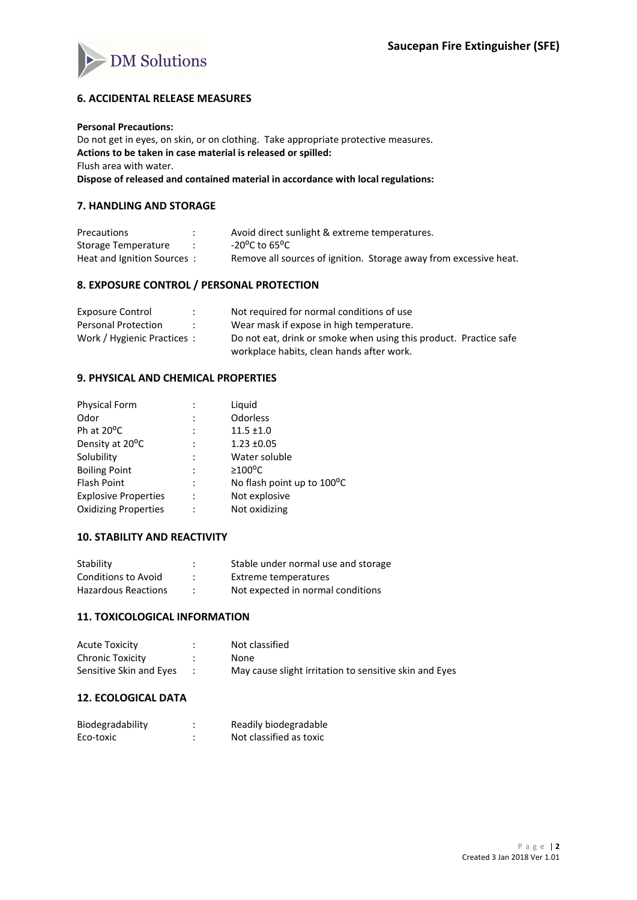## 6. ACCIDENTAL RELEASE MEASURES

**Personal Precautions:**

Do not get in eyes, on skin, or on clothing. Take appropriate protective measures.

**Actions to be taken in case material is released or spilled:**

Flush area with water.

**Dispose of released and contained material in accordance with local regulations:**

## 7. HANDLING AND STORAGE

| | | |
|---|---|---|
| Precautions | : | Avoid direct sunlight & extreme temperatures. |
| Storage Temperature | : | -20°C to 65°C |
| Heat and Ignition Sources | : | Remove all sources of ignition. Storage away from excessive heat. |

## 8. EXPOSURE CONTROL / PERSONAL PROTECTION

| | | |
|---|---|---|
| Exposure Control | : | Not required for normal conditions of use |
| Personal Protection | : | Wear mask if expose in high temperature. |
| Work / Hygienic Practices | : | Do not eat, drink or smoke when using this product. Practice safe workplace habits, clean hands after work. |

## 9. PHYSICAL AND CHEMICAL PROPERTIES

| | | |
|---|---|---|
| Physical Form | : | Liquid |
| Odor | : | Odorless |
| Ph at 20°C | : | 11.5 ±1.0 |
| Density at 20°C | : | 1.23 ±0.05 |
| Solubility | : | Water soluble |
| Boiling Point | : | ≥100°C |
| Flash Point | : | No flash point up to 100°C |
| Explosive Properties | : | Not explosive |
| Oxidizing Properties | : | Not oxidizing |

## 10. STABILITY AND REACTIVITY

| | | |
|---|---|---|
| Stability | : | Stable under normal use and storage |
| Conditions to Avoid | : | Extreme temperatures |
| Hazardous Reactions | : | Not expected in normal conditions |

## 11. TOXICOLOGICAL INFORMATION

| | | |
|---|---|---|
| Acute Toxicity | : | Not classified |
| Chronic Toxicity | : | None |
| Sensitive Skin and Eyes | : | May cause slight irritation to sensitive skin and Eyes |

## 12. ECOLOGICAL DATA

| | | |
|---|---|---|
| Biodegradability | : | Readily biodegradable |
| Eco-toxic | : | Not classified as toxic |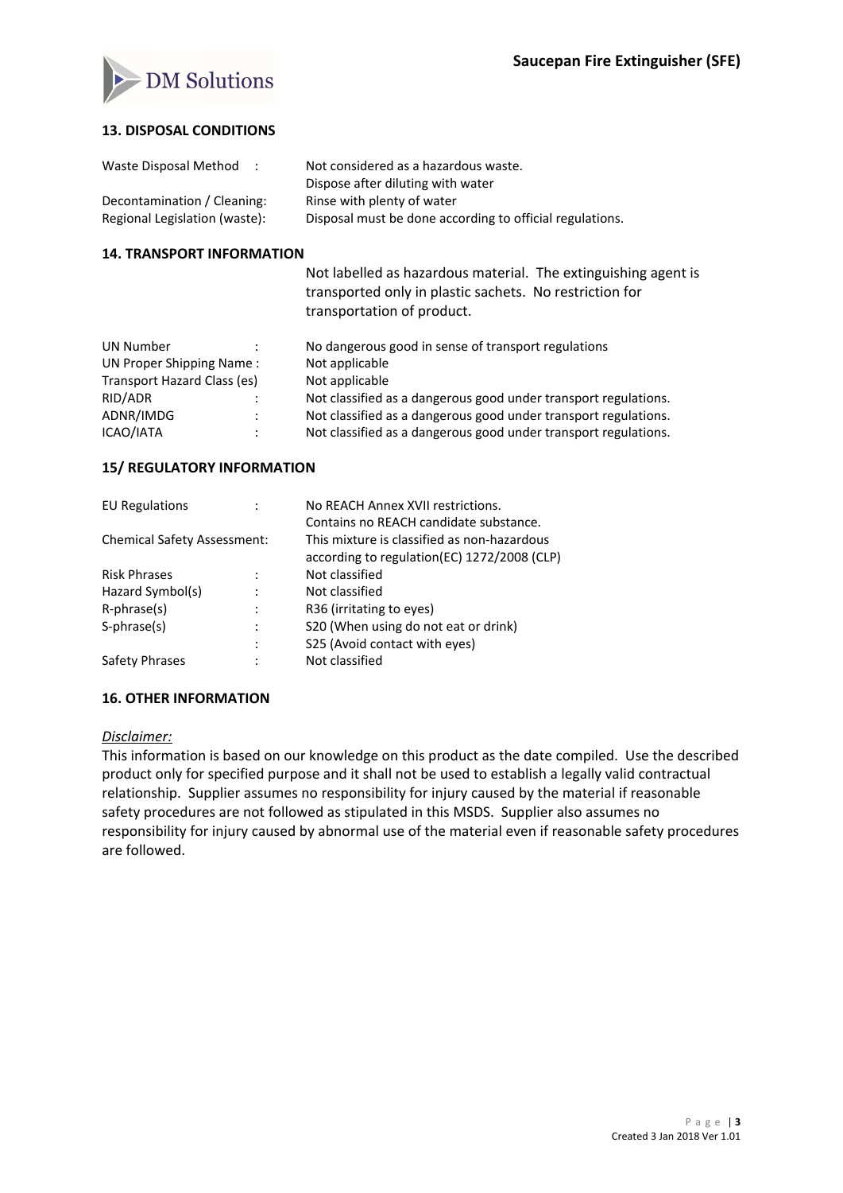## 13. DISPOSAL CONDITIONS

| | |
|---|---|
| Waste Disposal Method : | Not considered as a hazardous waste. Dispose after diluting with water |
| Decontamination / Cleaning: | Rinse with plenty of water |
| Regional Legislation (waste): | Disposal must be done according to official regulations. |

## 14. TRANSPORT INFORMATION

Not labelled as hazardous material. The extinguishing agent is transported only in plastic sachets. No restriction for transportation of product.

| | |
|---|---|
| UN Number : | No dangerous good in sense of transport regulations |
| UN Proper Shipping Name : | Not applicable |
| Transport Hazard Class (es) | Not applicable |
| RID/ADR : | Not classified as a dangerous good under transport regulations. |
| ADNR/IMDG : | Not classified as a dangerous good under transport regulations. |
| ICAO/IATA : | Not classified as a dangerous good under transport regulations. |

## 15/ REGULATORY INFORMATION

| | |
|---|---|
| EU Regulations : | No REACH Annex XVII restrictions. Contains no REACH candidate substance. |
| Chemical Safety Assessment: | This mixture is classified as non-hazardous according to regulation(EC) 1272/2008 (CLP) |
| Risk Phrases : | Not classified |
| Hazard Symbol(s) : | Not classified |
| R-phrase(s) : | R36 (irritating to eyes) |
| S-phrase(s) : | S20 (When using do not eat or drink) |
| : | S25 (Avoid contact with eyes) |
| Safety Phrases : | Not classified |

## 16. OTHER INFORMATION

*Disclaimer:*

This information is based on our knowledge on this product as the date compiled. Use the described product only for specified purpose and it shall not be used to establish a legally valid contractual relationship. Supplier assumes no responsibility for injury caused by the material if reasonable safety procedures are not followed as stipulated in this MSDS. Supplier also assumes no responsibility for injury caused by abnormal use of the material even if reasonable safety procedures are followed.